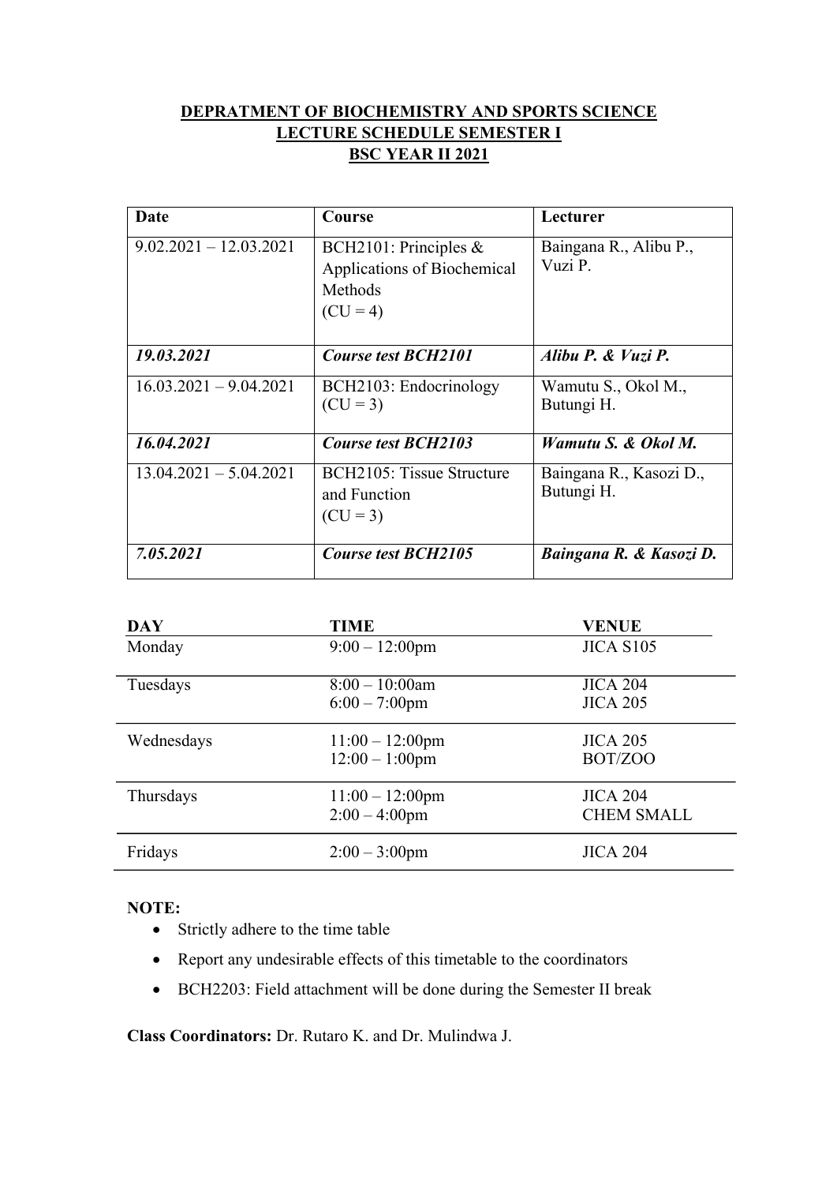**DEPRATMENT OF BIOCHEMISTRY AND SPORTS SCIENCE**
**LECTURE SCHEDULE SEMESTER I**
**BSC YEAR II 2021**

| Date | Course | Lecturer |
|---|---|---|
| 9.02.2021 – 12.03.2021 | BCH2101: Principles & Applications of Biochemical Methods (CU = 4) | Baingana R., Alibu P., Vuzi P. |
| ***19.03.2021*** | ***Course test BCH2101*** | ***Alibu P. & Vuzi P.*** |
| 16.03.2021 – 9.04.2021 | BCH2103: Endocrinology (CU = 3) | Wamutu S., Okol M., Butungi H. |
| ***16.04.2021*** | ***Course test BCH2103*** | ***Wamutu S. & Okol M.*** |
| 13.04.2021 – 5.04.2021 | BCH2105: Tissue Structure and Function (CU = 3) | Baingana R., Kasozi D., Butungi H. |
| ***7.05.2021*** | ***Course test BCH2105*** | ***Baingana R. & Kasozi D.*** |

| DAY | TIME | VENUE |
|---|---|---|
| Monday | 9:00 – 12:00pm | JICA S105 |
| Tuesdays | 8:00 – 10:00am<br>6:00 – 7:00pm | JICA 204<br>JICA 205 |
| Wednesdays | 11:00 – 12:00pm<br>12:00 – 1:00pm | JICA 205<br>BOT/ZOO |
| Thursdays | 11:00 – 12:00pm<br>2:00 – 4:00pm | JICA 204<br>CHEM SMALL |
| Fridays | 2:00 – 3:00pm | JICA 204 |

**NOTE:**

- Strictly adhere to the time table
- Report any undesirable effects of this timetable to the coordinators
- BCH2203: Field attachment will be done during the Semester II break

**Class Coordinators:** Dr. Rutaro K. and Dr. Mulindwa J.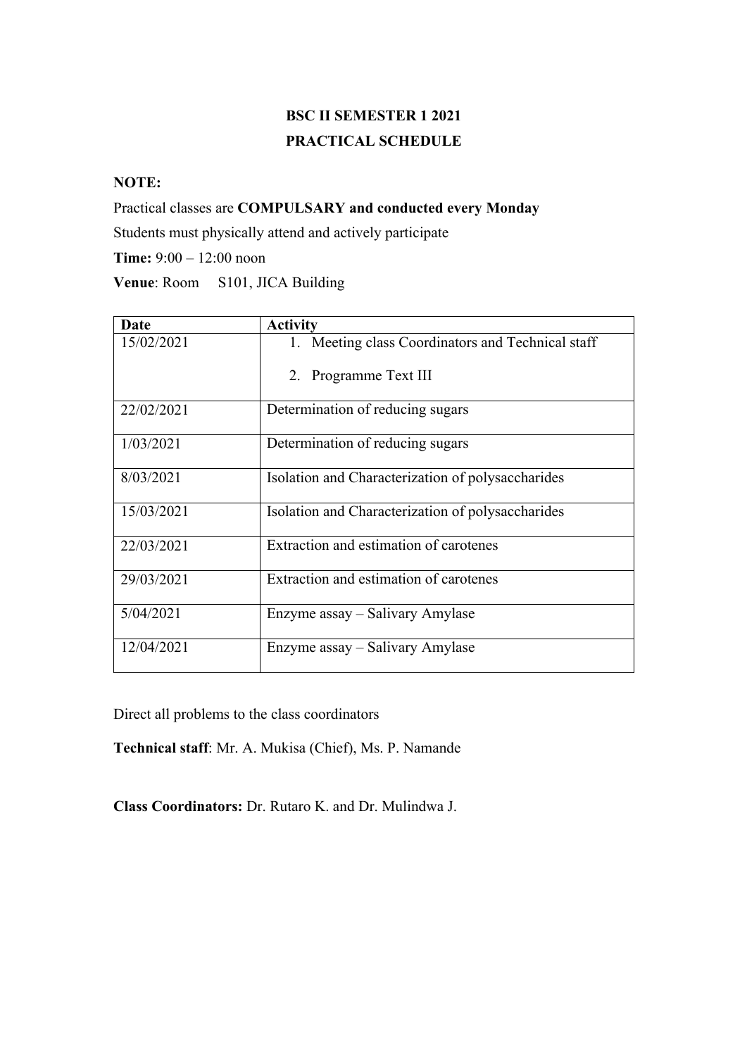**BSC II SEMESTER 1 2021**

**PRACTICAL SCHEDULE**

**NOTE:**

Practical classes are **COMPULSARY and conducted every Monday**

Students must physically attend and actively participate

**Time:** 9:00 – 12:00 noon

**Venue**: Room S101, JICA Building

| Date | Activity |
|---|---|
| 15/02/2021 | 1. Meeting class Coordinators and Technical staff<br>2. Programme Text III |
| 22/02/2021 | Determination of reducing sugars |
| 1/03/2021 | Determination of reducing sugars |
| 8/03/2021 | Isolation and Characterization of polysaccharides |
| 15/03/2021 | Isolation and Characterization of polysaccharides |
| 22/03/2021 | Extraction and estimation of carotenes |
| 29/03/2021 | Extraction and estimation of carotenes |
| 5/04/2021 | Enzyme assay – Salivary Amylase |
| 12/04/2021 | Enzyme assay – Salivary Amylase |

Direct all problems to the class coordinators

**Technical staff**: Mr. A. Mukisa (Chief), Ms. P. Namande

**Class Coordinators:** Dr. Rutaro K. and Dr. Mulindwa J.